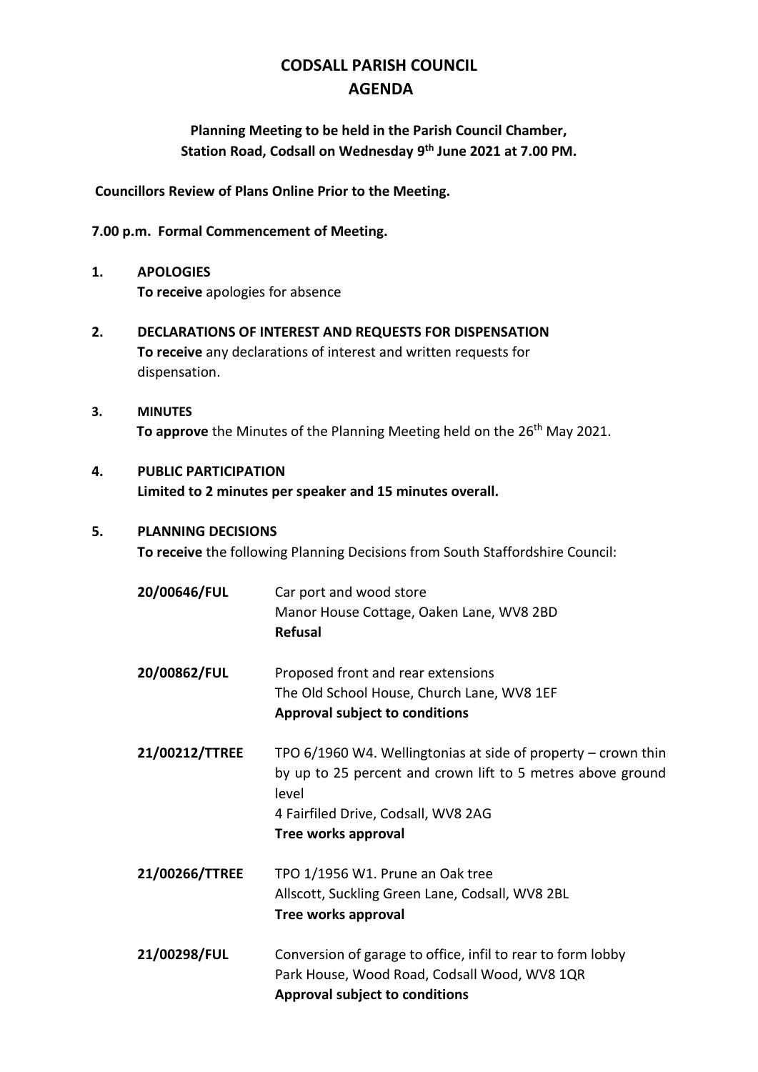# CODSALL PARISH COUNCIL
# AGENDA

**Planning Meeting to be held in the Parish Council Chamber, Station Road, Codsall on Wednesday 9th June 2021 at 7.00 PM.**

**Councillors Review of Plans Online Prior to the Meeting.**

**7.00 p.m. Formal Commencement of Meeting.**

**1. APOLOGIES**

**To receive** apologies for absence

**2. DECLARATIONS OF INTEREST AND REQUESTS FOR DISPENSATION**

**To receive** any declarations of interest and written requests for dispensation.

**3. MINUTES**

**To approve** the Minutes of the Planning Meeting held on the 26th May 2021.

**4. PUBLIC PARTICIPATION**

**Limited to 2 minutes per speaker and 15 minutes overall.**

**5. PLANNING DECISIONS**

**To receive** the following Planning Decisions from South Staffordshire Council:

**20/00646/FUL**
Car port and wood store
Manor House Cottage, Oaken Lane, WV8 2BD
**Refusal**

**20/00862/FUL**
Proposed front and rear extensions
The Old School House, Church Lane, WV8 1EF
**Approval subject to conditions**

**21/00212/TTREE**
TPO 6/1960 W4. Wellingtonias at side of property – crown thin by up to 25 percent and crown lift to 5 metres above ground level
4 Fairfiled Drive, Codsall, WV8 2AG
**Tree works approval**

**21/00266/TTREE**
TPO 1/1956 W1. Prune an Oak tree
Allscott, Suckling Green Lane, Codsall, WV8 2BL
**Tree works approval**

**21/00298/FUL**
Conversion of garage to office, infil to rear to form lobby
Park House, Wood Road, Codsall Wood, WV8 1QR
**Approval subject to conditions**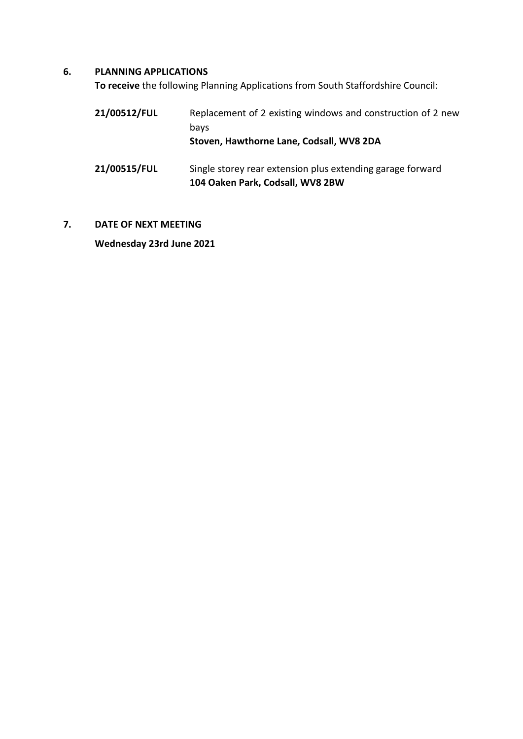## 6. PLANNING APPLICATIONS

**To receive** the following Planning Applications from South Staffordshire Council:

| | |
|---|---|
| **21/00512/FUL** | Replacement of 2 existing windows and construction of 2 new bays<br>**Stoven, Hawthorne Lane, Codsall, WV8 2DA** |
| **21/00515/FUL** | Single storey rear extension plus extending garage forward<br>**104 Oaken Park, Codsall, WV8 2BW** |

## 7. DATE OF NEXT MEETING

**Wednesday 23rd June 2021**